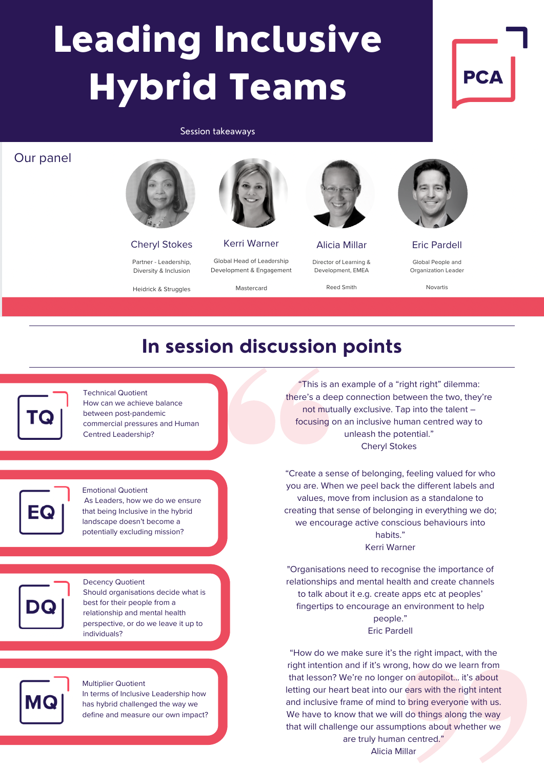# Leading Inclusive Hybrid Teams

Session takeaways

PCA

## Our panel

**Cheryl Stokes**
Partner - Leadership, Diversity & Inclusion
Heidrick & Struggles

**Kerri Warner**
Global Head of Leadership Development & Engagement
Mastercard

**Alicia Millar**
Director of Learning & Development, EMEA
Reed Smith

**Eric Pardell**
Global People and Organization Leader
Novartis

## In session discussion points

**TQ** – Technical Quotient
How can we achieve balance between post-pandemic commercial pressures and Human Centred Leadership?

**EQ** – Emotional Quotient
As Leaders, how we do we ensure that being Inclusive in the hybrid landscape doesn't become a potentially excluding mission?

**DQ** – Decency Quotient
Should organisations decide what is best for their people from a relationship and mental health perspective, or do we leave it up to individuals?

**MQ** – Multiplier Quotient
In terms of Inclusive Leadership how has hybrid challenged the way we define and measure our own impact?

"This is an example of a "right right" dilemma: there's a deep connection between the two, they're not mutually exclusive. Tap into the talent – focusing on an inclusive human centred way to unleash the potential."
Cheryl Stokes

"Create a sense of belonging, feeling valued for who you are. When we peel back the different labels and values, move from inclusion as a standalone to creating that sense of belonging in everything we do; we encourage active conscious behaviours into habits."
Kerri Warner

"Organisations need to recognise the importance of relationships and mental health and create channels to talk about it e.g. create apps etc at peoples' fingertips to encourage an environment to help people."
Eric Pardell

"How do we make sure it's the right impact, with the right intention and if it's wrong, how do we learn from that lesson? We're no longer on autopilot... it's about letting our heart beat into our ears with the right intent and inclusive frame of mind to bring everyone with us. We have to know that we will do things along the way that will challenge our assumptions about whether we are truly human centred."
Alicia Millar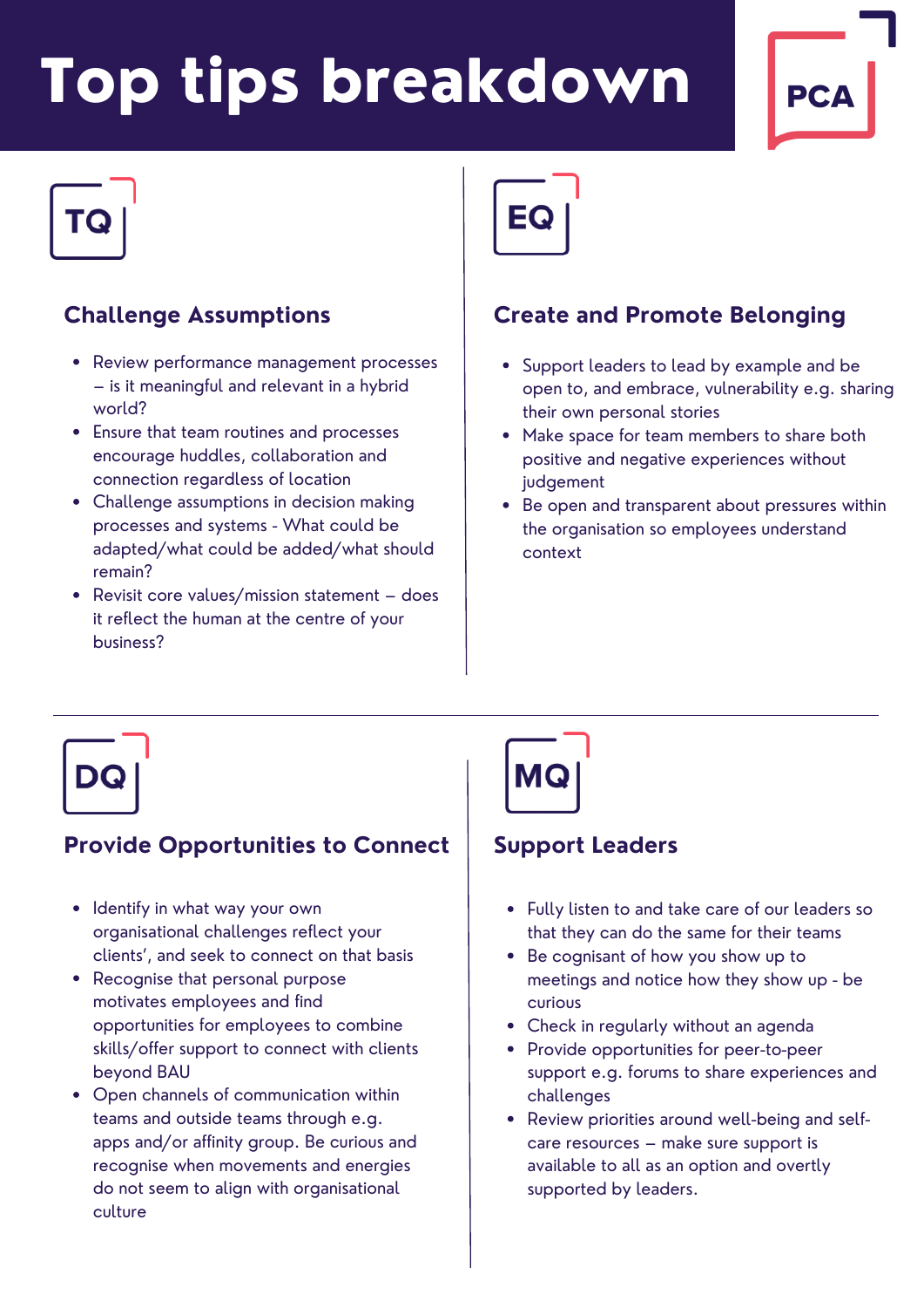# Top tips breakdown

PCA

## TQ

### Challenge Assumptions

- Review performance management processes – is it meaningful and relevant in a hybrid world?
- Ensure that team routines and processes encourage huddles, collaboration and connection regardless of location
- Challenge assumptions in decision making processes and systems - What could be adapted/what could be added/what should remain?
- Revisit core values/mission statement – does it reflect the human at the centre of your business?

## EQ

### Create and Promote Belonging

- Support leaders to lead by example and be open to, and embrace, vulnerability e.g. sharing their own personal stories
- Make space for team members to share both positive and negative experiences without judgement
- Be open and transparent about pressures within the organisation so employees understand context

## DQ

### Provide Opportunities to Connect

- Identify in what way your own organisational challenges reflect your clients', and seek to connect on that basis
- Recognise that personal purpose motivates employees and find opportunities for employees to combine skills/offer support to connect with clients beyond BAU
- Open channels of communication within teams and outside teams through e.g. apps and/or affinity group. Be curious and recognise when movements and energies do not seem to align with organisational culture

## MQ

### Support Leaders

- Fully listen to and take care of our leaders so that they can do the same for their teams
- Be cognisant of how you show up to meetings and notice how they show up - be curious
- Check in regularly without an agenda
- Provide opportunities for peer-to-peer support e.g. forums to share experiences and challenges
- Review priorities around well-being and self-care resources – make sure support is available to all as an option and overtly supported by leaders.